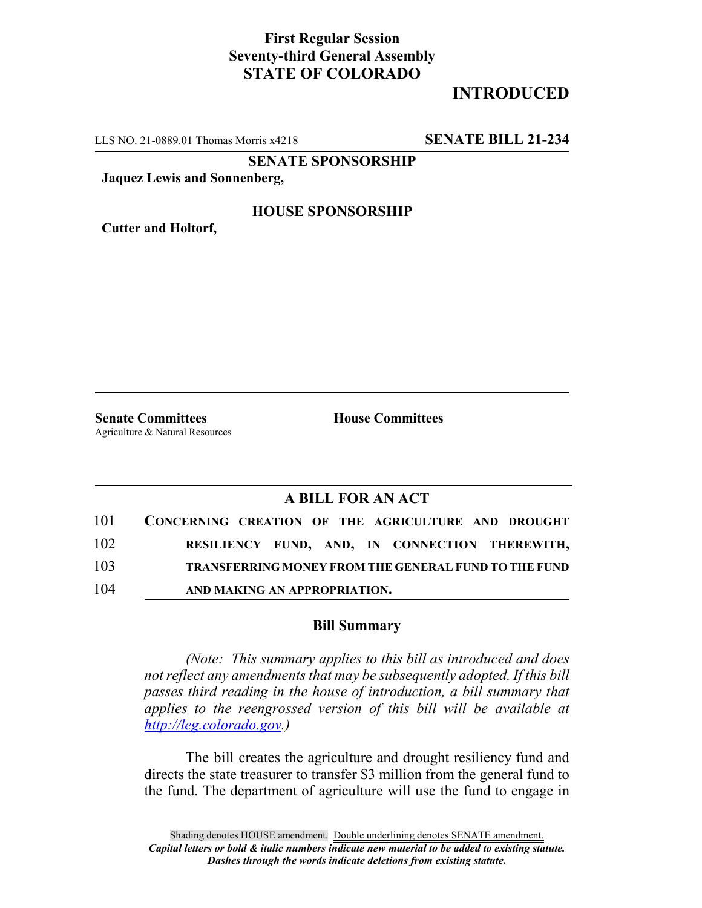**First Regular Session**
**Seventy-third General Assembly**
**STATE OF COLORADO**

# INTRODUCTED

LLS NO. 21-0889.01 Thomas Morris x4218 **SENATE BILL 21-234**

**SENATE SPONSORSHIP**

**Jaquez Lewis and Sonnenberg,**

**HOUSE SPONSORSHIP**

**Cutter and Holtorf,**

**Senate Committees**
Agriculture & Natural Resources

**House Committees**

## A BILL FOR AN ACT

101 **CONCERNING CREATION OF THE AGRICULTURE AND DROUGHT**
102 **RESILIENCY FUND, AND, IN CONNECTION THEREWITH,**
103 **TRANSFERRING MONEY FROM THE GENERAL FUND TO THE FUND**
104 **AND MAKING AN APPROPRIATION.**

### Bill Summary

*(Note: This summary applies to this bill as introduced and does not reflect any amendments that may be subsequently adopted. If this bill passes third reading in the house of introduction, a bill summary that applies to the reengrossed version of this bill will be available at http://leg.colorado.gov.)*

The bill creates the agriculture and drought resiliency fund and directs the state treasurer to transfer $3 million from the general fund to the fund. The department of agriculture will use the fund to engage in

Shading denotes HOUSE amendment. Double underlining denotes SENATE amendment.
*Capital letters or bold & italic numbers indicate new material to be added to existing statute.*
*Dashes through the words indicate deletions from existing statute.*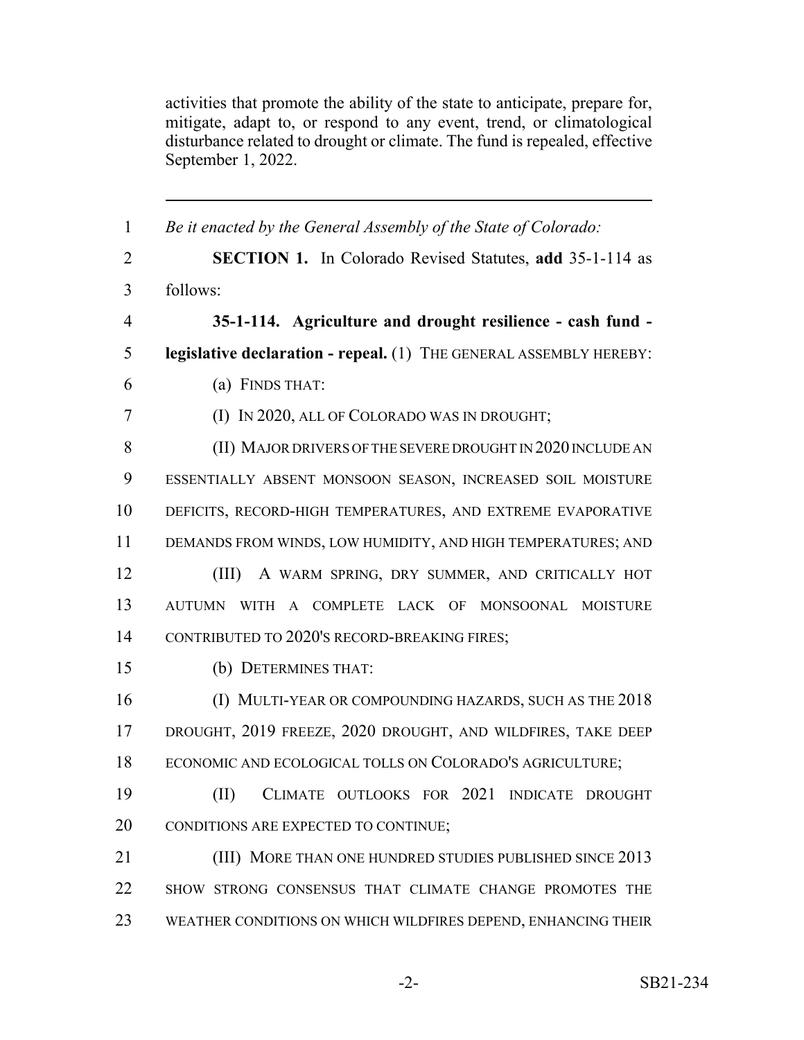activities that promote the ability of the state to anticipate, prepare for, mitigate, adapt to, or respond to any event, trend, or climatological disturbance related to drought or climate. The fund is repealed, effective September 1, 2022.

---

*Be it enacted by the General Assembly of the State of Colorado:*

**SECTION 1.** In Colorado Revised Statutes, **add** 35-1-114 as follows:

**35-1-114. Agriculture and drought resilience - cash fund - legislative declaration - repeal.** (1) THE GENERAL ASSEMBLY HEREBY:

(a) FINDS THAT:

(I) IN 2020, ALL OF COLORADO WAS IN DROUGHT;

(II) MAJOR DRIVERS OF THE SEVERE DROUGHT IN 2020 INCLUDE AN ESSENTIALLY ABSENT MONSOON SEASON, INCREASED SOIL MOISTURE DEFICITS, RECORD-HIGH TEMPERATURES, AND EXTREME EVAPORATIVE DEMANDS FROM WINDS, LOW HUMIDITY, AND HIGH TEMPERATURES; AND

(III) A WARM SPRING, DRY SUMMER, AND CRITICALLY HOT AUTUMN WITH A COMPLETE LACK OF MONSOONAL MOISTURE CONTRIBUTED TO 2020'S RECORD-BREAKING FIRES;

(b) DETERMINES THAT:

(I) MULTI-YEAR OR COMPOUNDING HAZARDS, SUCH AS THE 2018 DROUGHT, 2019 FREEZE, 2020 DROUGHT, AND WILDFIRES, TAKE DEEP ECONOMIC AND ECOLOGICAL TOLLS ON COLORADO'S AGRICULTURE;

(II) CLIMATE OUTLOOKS FOR 2021 INDICATE DROUGHT CONDITIONS ARE EXPECTED TO CONTINUE;

(III) MORE THAN ONE HUNDRED STUDIES PUBLISHED SINCE 2013 SHOW STRONG CONSENSUS THAT CLIMATE CHANGE PROMOTES THE WEATHER CONDITIONS ON WHICH WILDFIRES DEPEND, ENHANCING THEIR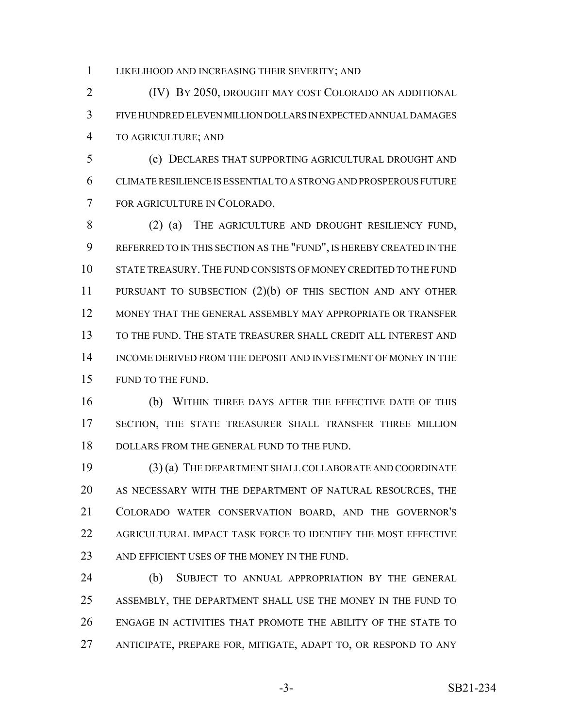LIKELIHOOD AND INCREASING THEIR SEVERITY; AND

(IV) BY 2050, DROUGHT MAY COST COLORADO AN ADDITIONAL FIVE HUNDRED ELEVEN MILLION DOLLARS IN EXPECTED ANNUAL DAMAGES TO AGRICULTURE; AND

(c) DECLARES THAT SUPPORTING AGRICULTURAL DROUGHT AND CLIMATE RESILIENCE IS ESSENTIAL TO A STRONG AND PROSPEROUS FUTURE FOR AGRICULTURE IN COLORADO.

(2) (a) THE AGRICULTURE AND DROUGHT RESILIENCY FUND, REFERRED TO IN THIS SECTION AS THE "FUND", IS HEREBY CREATED IN THE STATE TREASURY. THE FUND CONSISTS OF MONEY CREDITED TO THE FUND PURSUANT TO SUBSECTION (2)(b) OF THIS SECTION AND ANY OTHER MONEY THAT THE GENERAL ASSEMBLY MAY APPROPRIATE OR TRANSFER TO THE FUND. THE STATE TREASURER SHALL CREDIT ALL INTEREST AND INCOME DERIVED FROM THE DEPOSIT AND INVESTMENT OF MONEY IN THE FUND TO THE FUND.

(b) WITHIN THREE DAYS AFTER THE EFFECTIVE DATE OF THIS SECTION, THE STATE TREASURER SHALL TRANSFER THREE MILLION DOLLARS FROM THE GENERAL FUND TO THE FUND.

(3) (a) THE DEPARTMENT SHALL COLLABORATE AND COORDINATE AS NECESSARY WITH THE DEPARTMENT OF NATURAL RESOURCES, THE COLORADO WATER CONSERVATION BOARD, AND THE GOVERNOR'S AGRICULTURAL IMPACT TASK FORCE TO IDENTIFY THE MOST EFFECTIVE AND EFFICIENT USES OF THE MONEY IN THE FUND.

(b) SUBJECT TO ANNUAL APPROPRIATION BY THE GENERAL ASSEMBLY, THE DEPARTMENT SHALL USE THE MONEY IN THE FUND TO ENGAGE IN ACTIVITIES THAT PROMOTE THE ABILITY OF THE STATE TO ANTICIPATE, PREPARE FOR, MITIGATE, ADAPT TO, OR RESPOND TO ANY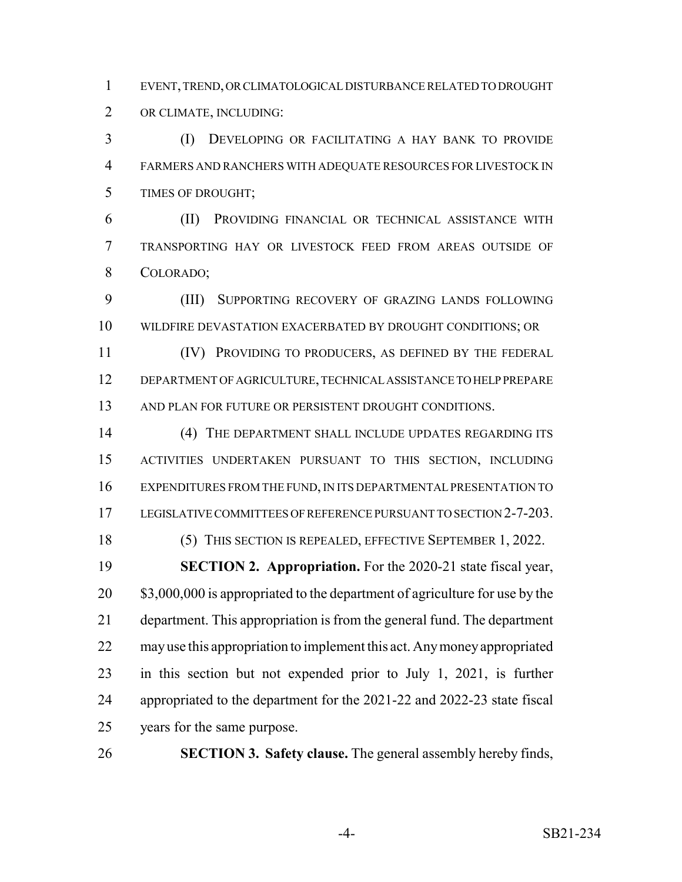EVENT, TREND, OR CLIMATOLOGICAL DISTURBANCE RELATED TO DROUGHT OR CLIMATE, INCLUDING:

(I) DEVELOPING OR FACILITATING A HAY BANK TO PROVIDE FARMERS AND RANCHERS WITH ADEQUATE RESOURCES FOR LIVESTOCK IN TIMES OF DROUGHT;

(II) PROVIDING FINANCIAL OR TECHNICAL ASSISTANCE WITH TRANSPORTING HAY OR LIVESTOCK FEED FROM AREAS OUTSIDE OF COLORADO;

(III) SUPPORTING RECOVERY OF GRAZING LANDS FOLLOWING WILDFIRE DEVASTATION EXACERBATED BY DROUGHT CONDITIONS; OR

(IV) PROVIDING TO PRODUCERS, AS DEFINED BY THE FEDERAL DEPARTMENT OF AGRICULTURE, TECHNICAL ASSISTANCE TO HELP PREPARE AND PLAN FOR FUTURE OR PERSISTENT DROUGHT CONDITIONS.

(4) THE DEPARTMENT SHALL INCLUDE UPDATES REGARDING ITS ACTIVITIES UNDERTAKEN PURSUANT TO THIS SECTION, INCLUDING EXPENDITURES FROM THE FUND, IN ITS DEPARTMENTAL PRESENTATION TO LEGISLATIVE COMMITTEES OF REFERENCE PURSUANT TO SECTION 2-7-203.

(5) THIS SECTION IS REPEALED, EFFECTIVE SEPTEMBER 1, 2022.

**SECTION 2. Appropriation.** For the 2020-21 state fiscal year, $3,000,000 is appropriated to the department of agriculture for use by the department. This appropriation is from the general fund. The department may use this appropriation to implement this act. Any money appropriated in this section but not expended prior to July 1, 2021, is further appropriated to the department for the 2021-22 and 2022-23 state fiscal years for the same purpose.

**SECTION 3. Safety clause.** The general assembly hereby finds,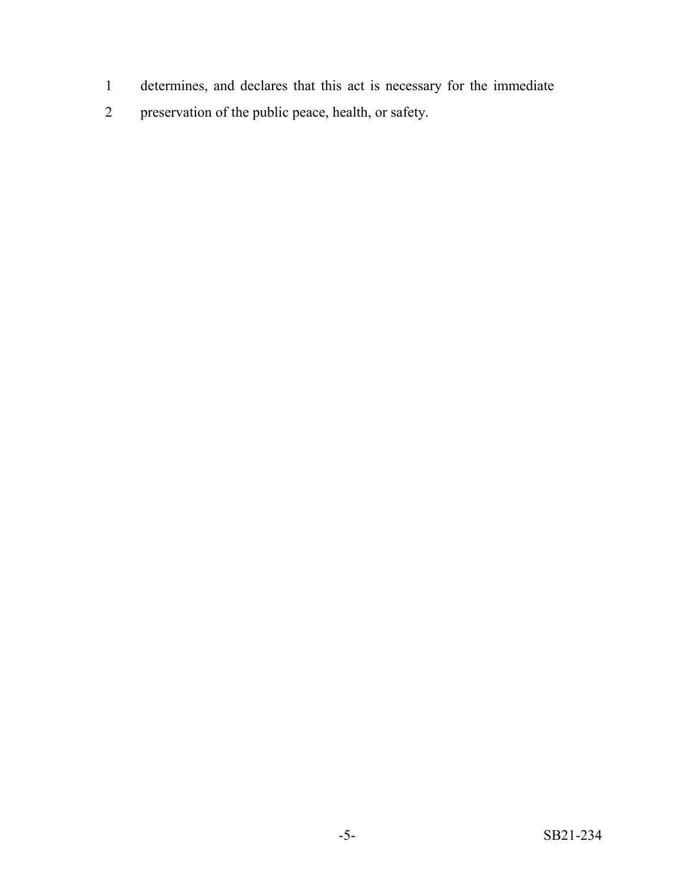determines, and declares that this act is necessary for the immediate preservation of the public peace, health, or safety.